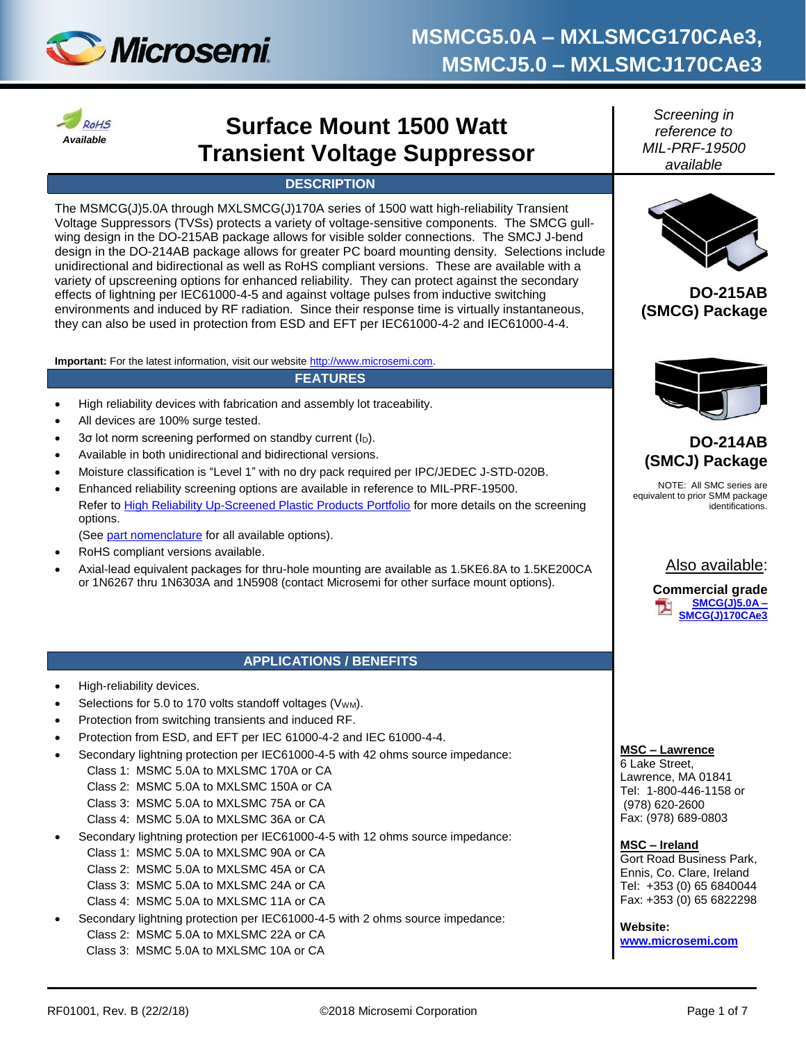# MSMCG5.0A – MXLSMCG170CAe3, MSMCJ5.0 – MXLSMCJ170CAe3

RoHS Available

## Surface Mount 1500 Watt Transient Voltage Suppressor

*Screening in reference to MIL-PRF-19500 available*

### DESCRIPTION

The MSMCG(J)5.0A through MXLSMCG(J)170A series of 1500 watt high-reliability Transient Voltage Suppressors (TVSs) protects a variety of voltage-sensitive components. The SMCG gull-wing design in the DO-215AB package allows for visible solder connections. The SMCJ J-bend design in the DO-214AB package allows for greater PC board mounting density. Selections include unidirectional and bidirectional as well as RoHS compliant versions. These are available with a variety of upscreening options for enhanced reliability. They can protect against the secondary effects of lightning per IEC61000-4-5 and against voltage pulses from inductive switching environments and induced by RF radiation. Since their response time is virtually instantaneous, they can also be used in protection from ESD and EFT per IEC61000-4-2 and IEC61000-4-4.

**Important:** For the latest information, visit our website http://www.microsemi.com.

### FEATURES

- High reliability devices with fabrication and assembly lot traceability.
- All devices are 100% surge tested.
- 3σ lot norm screening performed on standby current ($I_D$).
- Available in both unidirectional and bidirectional versions.
- Moisture classification is "Level 1" with no dry pack required per IPC/JEDEC J-STD-020B.
- Enhanced reliability screening options are available in reference to MIL-PRF-19500.
  Refer to High Reliability Up-Screened Plastic Products Portfolio for more details on the screening options.
  (See part nomenclature for all available options).
- RoHS compliant versions available.
- Axial-lead equivalent packages for thru-hole mounting are available as 1.5KE6.8A to 1.5KE200CA or 1N6267 thru 1N6303A and 1N5908 (contact Microsemi for other surface mount options).

### APPLICATIONS / BENEFITS

- High-reliability devices.
- Selections for 5.0 to 170 volts standoff voltages ($V_{WM}$).
- Protection from switching transients and induced RF.
- Protection from ESD, and EFT per IEC 61000-4-2 and IEC 61000-4-4.
- Secondary lightning protection per IEC61000-4-5 with 42 ohms source impedance:
  - Class 1: MSMC 5.0A to MXLSMC 170A or CA
  - Class 2: MSMC 5.0A to MXLSMC 150A or CA
  - Class 3: MSMC 5.0A to MXLSMC 75A or CA
  - Class 4: MSMC 5.0A to MXLSMC 36A or CA
- Secondary lightning protection per IEC61000-4-5 with 12 ohms source impedance:
  - Class 1: MSMC 5.0A to MXLSMC 90A or CA
  - Class 2: MSMC 5.0A to MXLSMC 45A or CA
  - Class 3: MSMC 5.0A to MXLSMC 24A or CA
  - Class 4: MSMC 5.0A to MXLSMC 11A or CA
- Secondary lightning protection per IEC61000-4-5 with 2 ohms source impedance:
  - Class 2: MSMC 5.0A to MXLSMC 22A or CA
  - Class 3: MSMC 5.0A to MXLSMC 10A or CA

**DO-215AB (SMCG) Package**

**DO-214AB (SMCJ) Package**

NOTE: All SMC series are equivalent to prior SMM package identifications.

Also available:

**Commercial grade**
SMCG(J)5.0A – SMCG(J)170CAe3

**MSC – Lawrence**
6 Lake Street,
Lawrence, MA 01841
Tel: 1-800-446-1158 or (978) 620-2600
Fax: (978) 689-0803

**MSC – Ireland**
Gort Road Business Park,
Ennis, Co. Clare, Ireland
Tel: +353 (0) 65 6840044
Fax: +353 (0) 65 6822298

**Website:**
www.microsemi.com

RF01001, Rev. B (22/2/18) ©2018 Microsemi Corporation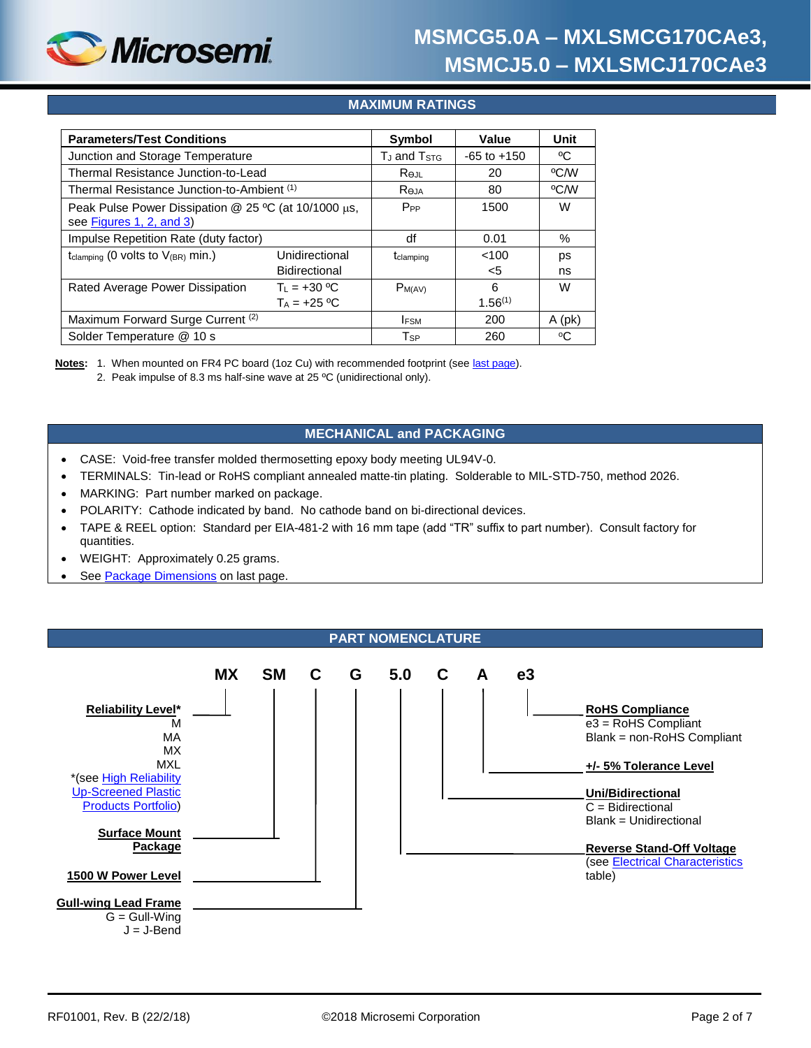## MAXIMUM RATINGS

| Parameters/Test Conditions | | Symbol | Value | Unit |
|---|---|---|---|---|
| Junction and Storage Temperature | | $T_J$ and $T_{STG}$ | -65 to +150 | ºC |
| Thermal Resistance Junction-to-Lead | | $R_{ΘJL}$ | 20 | ºC/W |
| Thermal Resistance Junction-to-Ambient (1) | | $R_{ΘJA}$ | 80 | ºC/W |
| Peak Pulse Power Dissipation @ 25 ºC (at 10/1000 µs, see Figures 1, 2, and 3) | | $P_{PP}$ | 1500 | W |
| Impulse Repetition Rate (duty factor) | | df | 0.01 | % |
| $t_{clamping}$ (0 volts to $V_{(BR)}$ min.) | Unidirectional<br>Bidirectional | $t_{clamping}$ | <100<br><5 | ps<br>ns |
| Rated Average Power Dissipation | $T_L$ = +30 ºC<br>$T_A$ = +25 ºC | $P_{M(AV)}$ | 6<br>1.56(1) | W |
| Maximum Forward Surge Current (2) | | $I_{FSM}$ | 200 | A (pk) |
| Solder Temperature @ 10 s | | $T_{SP}$ | 260 | ºC |

**Notes:**
1. When mounted on FR4 PC board (1oz Cu) with recommended footprint (see last page).
2. Peak impulse of 8.3 ms half-sine wave at 25 ºC (unidirectional only).

## MECHANICAL and PACKAGING

- CASE: Void-free transfer molded thermosetting epoxy body meeting UL94V-0.
- TERMINALS: Tin-lead or RoHS compliant annealed matte-tin plating. Solderable to MIL-STD-750, method 2026.
- MARKING: Part number marked on package.
- POLARITY: Cathode indicated by band. No cathode band on bi-directional devices.
- TAPE & REEL option: Standard per EIA-481-2 with 16 mm tape (add "TR" suffix to part number). Consult factory for quantities.
- WEIGHT: Approximately 0.25 grams.
- See Package Dimensions on last page.

## PART NOMENCLATURE

**MX SM C G 5.0 C A e3**

- **MX – Reliability Level***
  - M
  - MA
  - MX
  - MXL
  - *(see High Reliability Up-Screened Plastic Products Portfolio)
- **SM – Surface Mount Package**
- **C – 1500 W Power Level**
- **G – Gull-wing Lead Frame**
  - G = Gull-Wing
  - J = J-Bend
- **5.0 – Reverse Stand-Off Voltage**
  - (see Electrical Characteristics table)
- **C – Uni/Bidirectional**
  - C = Bidirectional
  - Blank = Unidirectional
- **A – +/- 5% Tolerance Level**
- **e3 – RoHS Compliance**
  - e3 = RoHS Compliant
  - Blank = non-RoHS Compliant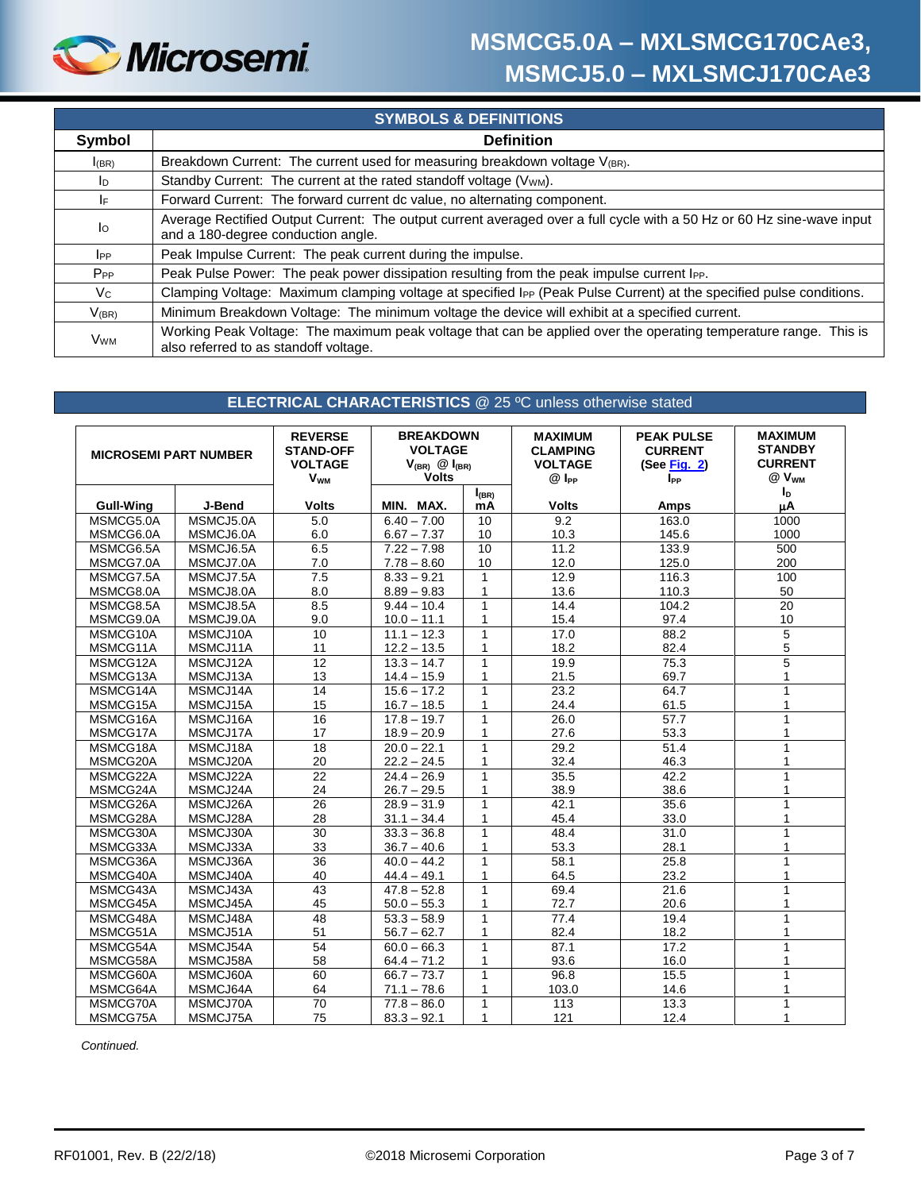## SYMBOLS & DEFINITIONS

| Symbol | Definition |
|---|---|
| $I_{(BR)}$ | Breakdown Current: The current used for measuring breakdown voltage $V_{(BR)}$. |
| $I_D$ | Standby Current: The current at the rated standoff voltage ($V_{WM}$). |
| $I_F$ | Forward Current: The forward current dc value, no alternating component. |
| $I_O$ | Average Rectified Output Current: The output current averaged over a full cycle with a 50 Hz or 60 Hz sine-wave input and a 180-degree conduction angle. |
| $I_{PP}$ | Peak Impulse Current: The peak current during the impulse. |
| $P_{PP}$ | Peak Pulse Power: The peak power dissipation resulting from the peak impulse current $I_{PP}$. |
| $V_C$ | Clamping Voltage: Maximum clamping voltage at specified $I_{PP}$ (Peak Pulse Current) at the specified pulse conditions. |
| $V_{(BR)}$ | Minimum Breakdown Voltage: The minimum voltage the device will exhibit at a specified current. |
| $V_{WM}$ | Working Peak Voltage: The maximum peak voltage that can be applied over the operating temperature range. This is also referred to as standoff voltage. |

## ELECTRICAL CHARACTERISTICS @ 25 ºC unless otherwise stated

| MICROSEMI PART NUMBER | | REVERSE STAND-OFF VOLTAGE $V_{WM}$ | BREAKDOWN VOLTAGE $V_{(BR)}$ @ $I_{(BR)}$ Volts | | MAXIMUM CLAMPING VOLTAGE @ $I_{PP}$ | PEAK PULSE CURRENT (See Fig. 2) $I_{PP}$ | MAXIMUM STANDBY CURRENT @ $V_{WM}$ $I_D$ |
|---|---|---|---|---|---|---|---|
| Gull-Wing | J-Bend | Volts | MIN. MAX. | $I_{(BR)}$ mA | Volts | Amps | µA |
| MSMCG5.0A | MSMCJ5.0A | 5.0 | 6.40 – 7.00 | 10 | 9.2 | 163.0 | 1000 |
| MSMCG6.0A | MSMCJ6.0A | 6.0 | 6.67 – 7.37 | 10 | 10.3 | 145.6 | 1000 |
| MSMCG6.5A | MSMCJ6.5A | 6.5 | 7.22 – 7.98 | 10 | 11.2 | 133.9 | 500 |
| MSMCG7.0A | MSMCJ7.0A | 7.0 | 7.78 – 8.60 | 10 | 12.0 | 125.0 | 200 |
| MSMCG7.5A | MSMCJ7.5A | 7.5 | 8.33 – 9.21 | 1 | 12.9 | 116.3 | 100 |
| MSMCG8.0A | MSMCJ8.0A | 8.0 | 8.89 – 9.83 | 1 | 13.6 | 110.3 | 50 |
| MSMCG8.5A | MSMCJ8.5A | 8.5 | 9.44 – 10.4 | 1 | 14.4 | 104.2 | 20 |
| MSMCG9.0A | MSMCJ9.0A | 9.0 | 10.0 – 11.1 | 1 | 15.4 | 97.4 | 10 |
| MSMCG10A | MSMCJ10A | 10 | 11.1 – 12.3 | 1 | 17.0 | 88.2 | 5 |
| MSMCG11A | MSMCJ11A | 11 | 12.2 – 13.5 | 1 | 18.2 | 82.4 | 5 |
| MSMCG12A | MSMCJ12A | 12 | 13.3 – 14.7 | 1 | 19.9 | 75.3 | 5 |
| MSMCG13A | MSMCJ13A | 13 | 14.4 – 15.9 | 1 | 21.5 | 69.7 | 1 |
| MSMCG14A | MSMCJ14A | 14 | 15.6 – 17.2 | 1 | 23.2 | 64.7 | 1 |
| MSMCG15A | MSMCJ15A | 15 | 16.7 – 18.5 | 1 | 24.4 | 61.5 | 1 |
| MSMCG16A | MSMCJ16A | 16 | 17.8 – 19.7 | 1 | 26.0 | 57.7 | 1 |
| MSMCG17A | MSMCJ17A | 17 | 18.9 – 20.9 | 1 | 27.6 | 53.3 | 1 |
| MSMCG18A | MSMCJ18A | 18 | 20.0 – 22.1 | 1 | 29.2 | 51.4 | 1 |
| MSMCG20A | MSMCJ20A | 20 | 22.2 – 24.5 | 1 | 32.4 | 46.3 | 1 |
| MSMCG22A | MSMCJ22A | 22 | 24.4 – 26.9 | 1 | 35.5 | 42.2 | 1 |
| MSMCG24A | MSMCJ24A | 24 | 26.7 – 29.5 | 1 | 38.9 | 38.6 | 1 |
| MSMCG26A | MSMCJ26A | 26 | 28.9 – 31.9 | 1 | 42.1 | 35.6 | 1 |
| MSMCG28A | MSMCJ28A | 28 | 31.1 – 34.4 | 1 | 45.4 | 33.0 | 1 |
| MSMCG30A | MSMCJ30A | 30 | 33.3 – 36.8 | 1 | 48.4 | 31.0 | 1 |
| MSMCG33A | MSMCJ33A | 33 | 36.7 – 40.6 | 1 | 53.3 | 28.1 | 1 |
| MSMCG36A | MSMCJ36A | 36 | 40.0 – 44.2 | 1 | 58.1 | 25.8 | 1 |
| MSMCG40A | MSMCJ40A | 40 | 44.4 – 49.1 | 1 | 64.5 | 23.2 | 1 |
| MSMCG43A | MSMCJ43A | 43 | 47.8 – 52.8 | 1 | 69.4 | 21.6 | 1 |
| MSMCG45A | MSMCJ45A | 45 | 50.0 – 55.3 | 1 | 72.7 | 20.6 | 1 |
| MSMCG48A | MSMCJ48A | 48 | 53.3 – 58.9 | 1 | 77.4 | 19.4 | 1 |
| MSMCG51A | MSMCJ51A | 51 | 56.7 – 62.7 | 1 | 82.4 | 18.2 | 1 |
| MSMCG54A | MSMCJ54A | 54 | 60.0 – 66.3 | 1 | 87.1 | 17.2 | 1 |
| MSMCG58A | MSMCJ58A | 58 | 64.4 – 71.2 | 1 | 93.6 | 16.0 | 1 |
| MSMCG60A | MSMCJ60A | 60 | 66.7 – 73.7 | 1 | 96.8 | 15.5 | 1 |
| MSMCG64A | MSMCJ64A | 64 | 71.1 – 78.6 | 1 | 103.0 | 14.6 | 1 |
| MSMCG70A | MSMCJ70A | 70 | 77.8 – 86.0 | 1 | 113 | 13.3 | 1 |
| MSMCG75A | MSMCJ75A | 75 | 83.3 – 92.1 | 1 | 121 | 12.4 | 1 |

*Continued.*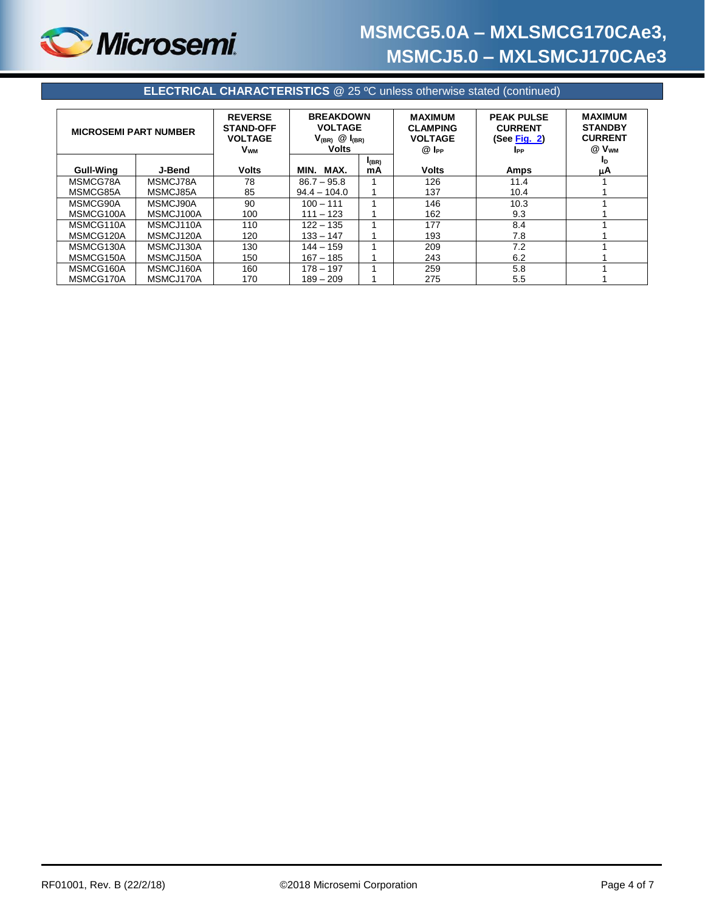## ELECTRICAL CHARACTERISTICS @ 25 ºC unless otherwise stated (continued)

| MICROSEMI PART NUMBER | | REVERSE STAND-OFF VOLTAGE $V_{WM}$ | BREAKDOWN VOLTAGE $V_{(BR)}$ @ $I_{(BR)}$ Volts | | MAXIMUM CLAMPING VOLTAGE @ $I_{PP}$ | PEAK PULSE CURRENT (See Fig. 2) $I_{PP}$ | MAXIMUM STANDBY CURRENT @ $V_{WM}$ $I_D$ |
|---|---|---|---|---|---|---|---|
| Gull-Wing | J-Bend | Volts | MIN. MAX. | $I_{(BR)}$ mA | Volts | Amps | μA |
| MSMCG78A | MSMCJ78A | 78 | 86.7 – 95.8 | 1 | 126 | 11.4 | 1 |
| MSMCG85A | MSMCJ85A | 85 | 94.4 – 104.0 | 1 | 137 | 10.4 | 1 |
| MSMCG90A | MSMCJ90A | 90 | 100 – 111 | 1 | 146 | 10.3 | 1 |
| MSMCG100A | MSMCJ100A | 100 | 111 – 123 | 1 | 162 | 9.3 | 1 |
| MSMCG110A | MSMCJ110A | 110 | 122 – 135 | 1 | 177 | 8.4 | 1 |
| MSMCG120A | MSMCJ120A | 120 | 133 – 147 | 1 | 193 | 7.8 | 1 |
| MSMCG130A | MSMCJ130A | 130 | 144 – 159 | 1 | 209 | 7.2 | 1 |
| MSMCG150A | MSMCJ150A | 150 | 167 – 185 | 1 | 243 | 6.2 | 1 |
| MSMCG160A | MSMCJ160A | 160 | 178 – 197 | 1 | 259 | 5.8 | 1 |
| MSMCG170A | MSMCJ170A | 170 | 189 – 209 | 1 | 275 | 5.5 | 1 |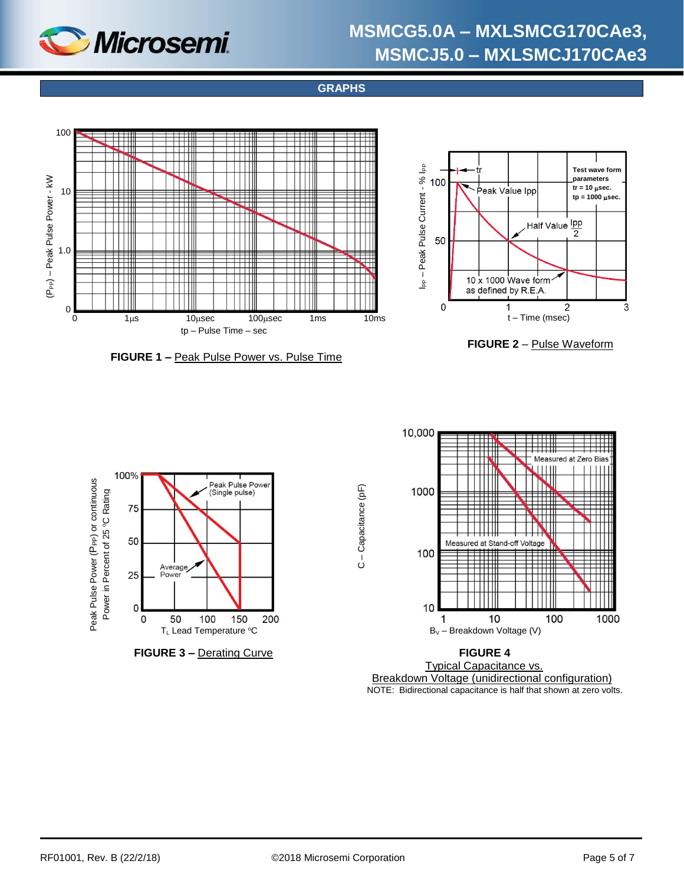## GRAPHS

**FIGURE 1 –** Peak Pulse Power vs. Pulse Time

**FIGURE 2** – Pulse Waveform

**FIGURE 3 –** Derating Curve

**FIGURE 4**
Typical Capacitance vs.
Breakdown Voltage (unidirectional configuration)
NOTE: Bidirectional capacitance is half that shown at zero volts.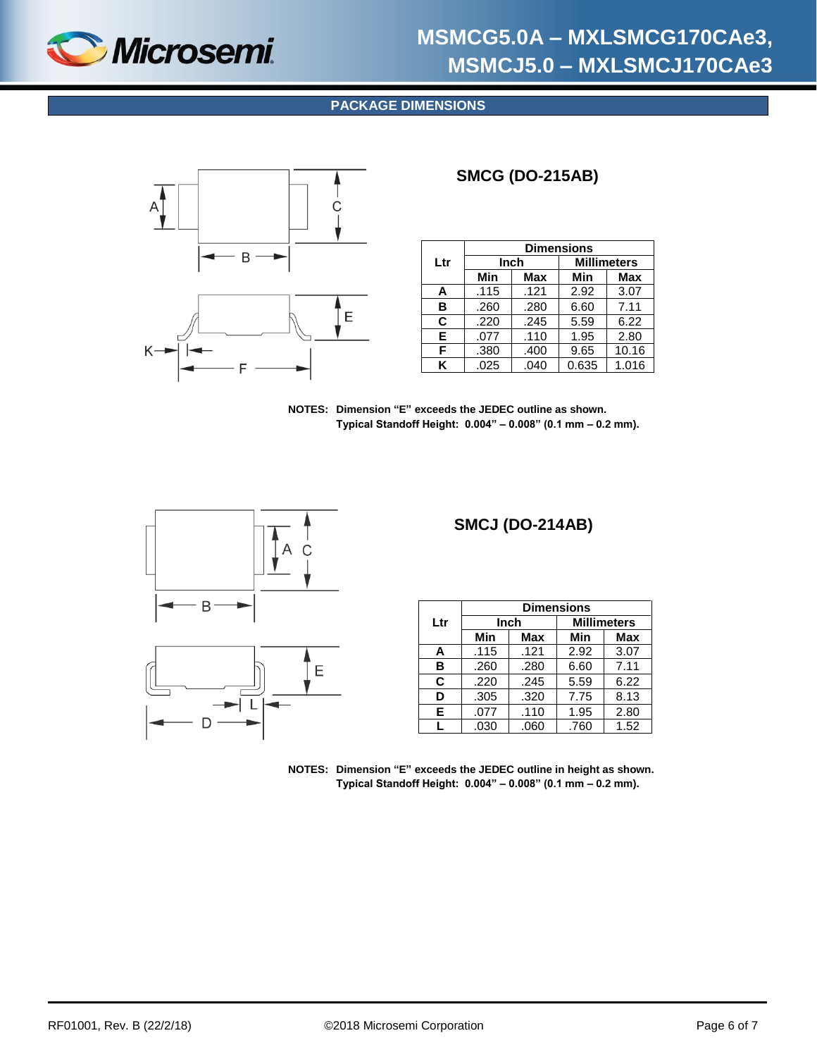## PACKAGE DIMENSIONS

### SMCG (DO-215AB)

| Ltr | Dimensions | | | |
|---|---|---|---|---|
| | Inch | | Millimeters | |
| | Min | Max | Min | Max |
| **A** | .115 | .121 | 2.92 | 3.07 |
| **B** | .260 | .280 | 6.60 | 7.11 |
| **C** | .220 | .245 | 5.59 | 6.22 |
| **E** | .077 | .110 | 1.95 | 2.80 |
| **F** | .380 | .400 | 9.65 | 10.16 |
| **K** | .025 | .040 | 0.635 | 1.016 |

**NOTES: Dimension "E" exceeds the JEDEC outline as shown.**
**Typical Standoff Height: 0.004" – 0.008" (0.1 mm – 0.2 mm).**

### SMCJ (DO-214AB)

| Ltr | Dimensions | | | |
|---|---|---|---|---|
| | Inch | | Millimeters | |
| | Min | Max | Min | Max |
| **A** | .115 | .121 | 2.92 | 3.07 |
| **B** | .260 | .280 | 6.60 | 7.11 |
| **C** | .220 | .245 | 5.59 | 6.22 |
| **D** | .305 | .320 | 7.75 | 8.13 |
| **E** | .077 | .110 | 1.95 | 2.80 |
| **L** | .030 | .060 | .760 | 1.52 |

**NOTES: Dimension "E" exceeds the JEDEC outline in height as shown.**
**Typical Standoff Height: 0.004" – 0.008" (0.1 mm – 0.2 mm).**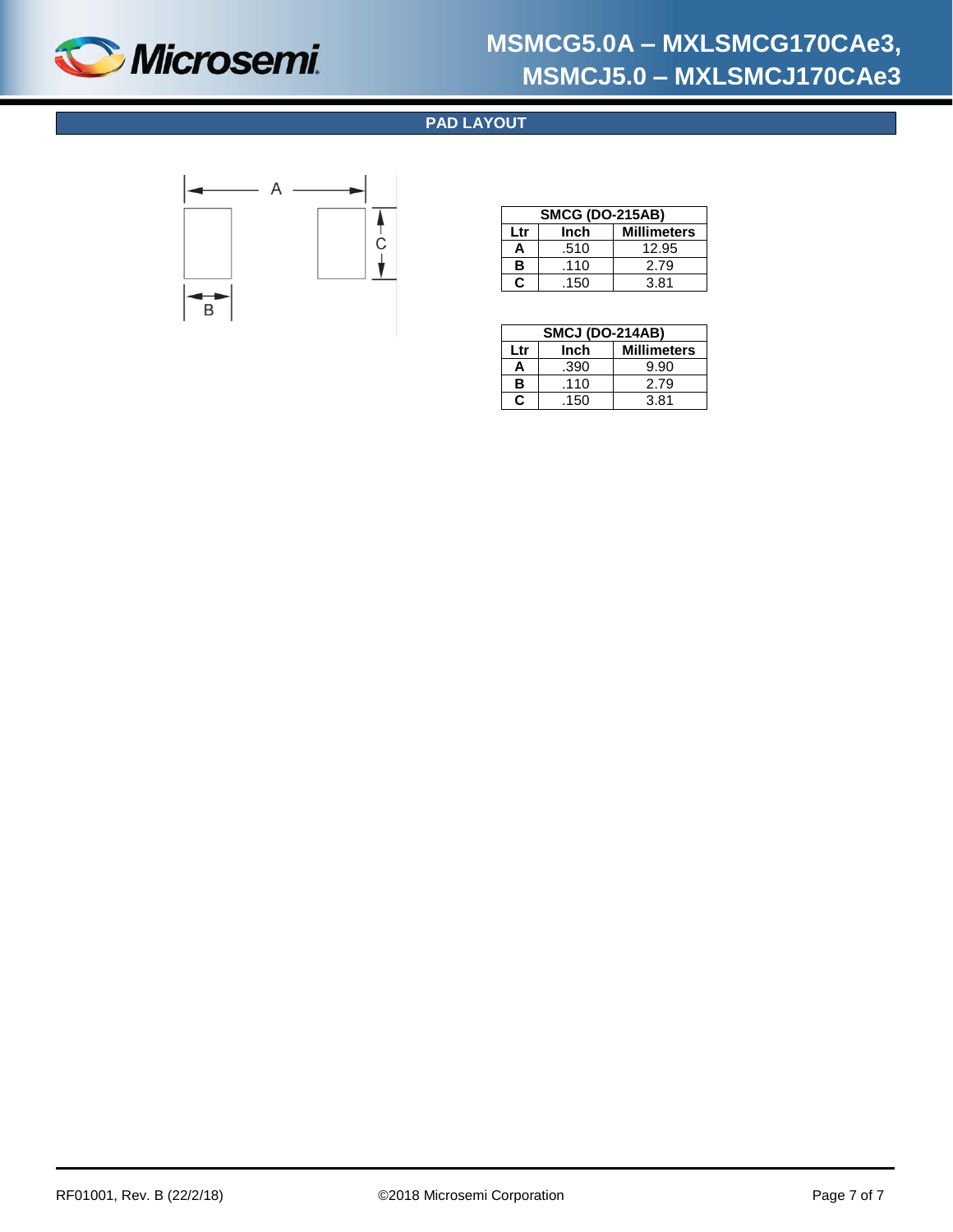## PAD LAYOUT

| SMCG (DO-215AB) | | |
|---|---|---|
| **Ltr** | **Inch** | **Millimeters** |
| **A** | .510 | 12.95 |
| **B** | .110 | 2.79 |
| **C** | .150 | 3.81 |

| SMCJ (DO-214AB) | | |
|---|---|---|
| **Ltr** | **Inch** | **Millimeters** |
| **A** | .390 | 9.90 |
| **B** | .110 | 2.79 |
| **C** | .150 | 3.81 |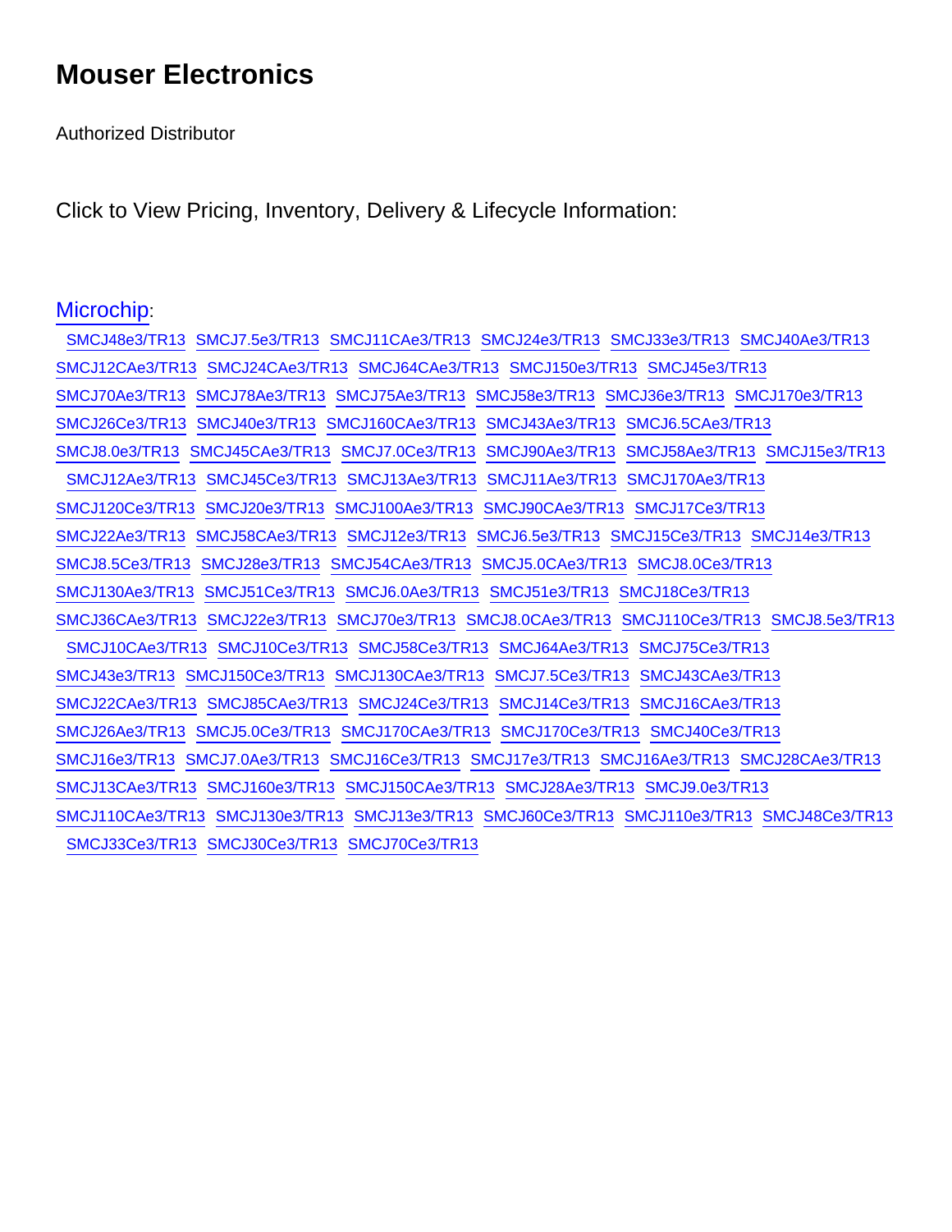# Mouser Electronics

Authorized Distributor

Click to View Pricing, Inventory, Delivery & Lifecycle Information:

Microchip:

SMCJ48e3/TR13 SMCJ7.5e3/TR13 SMCJ11CAe3/TR13 SMCJ24e3/TR13 SMCJ33e3/TR13 SMCJ40Ae3/TR13 SMCJ12CAe3/TR13 SMCJ24CAe3/TR13 SMCJ64CAe3/TR13 SMCJ150e3/TR13 SMCJ45e3/TR13 SMCJ70Ae3/TR13 SMCJ78Ae3/TR13 SMCJ75Ae3/TR13 SMCJ58e3/TR13 SMCJ36e3/TR13 SMCJ170e3/TR13 SMCJ26Ce3/TR13 SMCJ40e3/TR13 SMCJ160CAe3/TR13 SMCJ43Ae3/TR13 SMCJ6.5CAe3/TR13 SMCJ8.0e3/TR13 SMCJ45CAe3/TR13 SMCJ7.0Ce3/TR13 SMCJ90Ae3/TR13 SMCJ58Ae3/TR13 SMCJ15e3/TR13 SMCJ12Ae3/TR13 SMCJ45Ce3/TR13 SMCJ13Ae3/TR13 SMCJ11Ae3/TR13 SMCJ170Ae3/TR13 SMCJ120Ce3/TR13 SMCJ20e3/TR13 SMCJ100Ae3/TR13 SMCJ90CAe3/TR13 SMCJ17Ce3/TR13 SMCJ22Ae3/TR13 SMCJ58CAe3/TR13 SMCJ12e3/TR13 SMCJ6.5e3/TR13 SMCJ15Ce3/TR13 SMCJ14e3/TR13 SMCJ8.5Ce3/TR13 SMCJ28e3/TR13 SMCJ54CAe3/TR13 SMCJ5.0CAe3/TR13 SMCJ8.0Ce3/TR13 SMCJ130Ae3/TR13 SMCJ51Ce3/TR13 SMCJ6.0Ae3/TR13 SMCJ51e3/TR13 SMCJ18Ce3/TR13 SMCJ36CAe3/TR13 SMCJ22e3/TR13 SMCJ70e3/TR13 SMCJ8.0CAe3/TR13 SMCJ110Ce3/TR13 SMCJ8.5e3/TR13 SMCJ10CAe3/TR13 SMCJ10Ce3/TR13 SMCJ58Ce3/TR13 SMCJ64Ae3/TR13 SMCJ75Ce3/TR13 SMCJ43e3/TR13 SMCJ150Ce3/TR13 SMCJ130CAe3/TR13 SMCJ7.5Ce3/TR13 SMCJ43CAe3/TR13 SMCJ22CAe3/TR13 SMCJ85CAe3/TR13 SMCJ24Ce3/TR13 SMCJ14Ce3/TR13 SMCJ16CAe3/TR13 SMCJ26Ae3/TR13 SMCJ5.0Ce3/TR13 SMCJ170CAe3/TR13 SMCJ170Ce3/TR13 SMCJ40Ce3/TR13 SMCJ16e3/TR13 SMCJ7.0Ae3/TR13 SMCJ16Ce3/TR13 SMCJ17e3/TR13 SMCJ16Ae3/TR13 SMCJ28CAe3/TR13 SMCJ13CAe3/TR13 SMCJ160e3/TR13 SMCJ150CAe3/TR13 SMCJ28Ae3/TR13 SMCJ9.0e3/TR13 SMCJ110CAe3/TR13 SMCJ130e3/TR13 SMCJ13e3/TR13 SMCJ60Ce3/TR13 SMCJ110e3/TR13 SMCJ48Ce3/TR13 SMCJ33Ce3/TR13 SMCJ30Ce3/TR13 SMCJ70Ce3/TR13